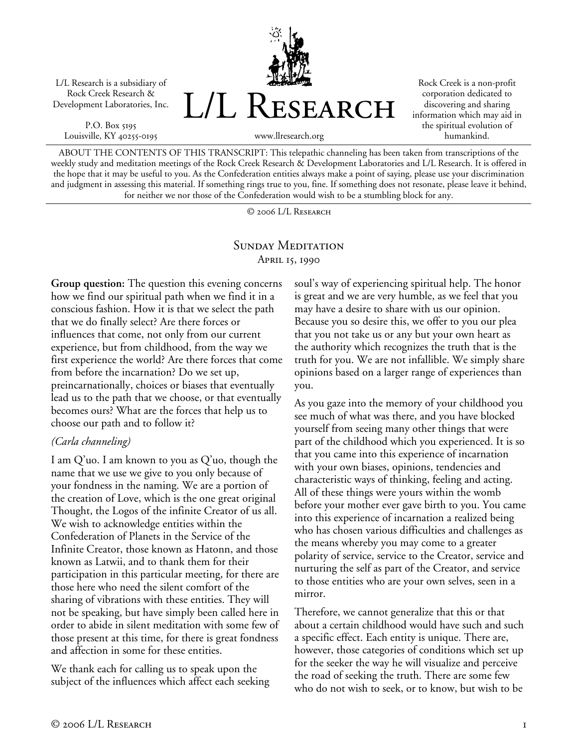L/L Research is a subsidiary of Rock Creek Research & Development Laboratories, Inc.

P.O. Box 5195
Louisville, KY 40255-0195

# L/L Research

www.llresearch.org

Rock Creek is a non-profit corporation dedicated to discovering and sharing information which may aid in the spiritual evolution of humankind.

ABOUT THE CONTENTS OF THIS TRANSCRIPT: This telepathic channeling has been taken from transcriptions of the weekly study and meditation meetings of the Rock Creek Research & Development Laboratories and L/L Research. It is offered in the hope that it may be useful to you. As the Confederation entities always make a point of saying, please use your discrimination and judgment in assessing this material. If something rings true to you, fine. If something does not resonate, please leave it behind, for neither we nor those of the Confederation would wish to be a stumbling block for any.

© 2006 L/L Research

## Sunday Meditation

April 15, 1990

**Group question:** The question this evening concerns how we find our spiritual path when we find it in a conscious fashion. How it is that we select the path that we do finally select? Are there forces or influences that come, not only from our current experience, but from childhood, from the way we first experience the world? Are there forces that come from before the incarnation? Do we set up, preincarnationally, choices or biases that eventually lead us to the path that we choose, or that eventually becomes ours? What are the forces that help us to choose our path and to follow it?

*(Carla channeling)*

I am Q'uo. I am known to you as Q'uo, though the name that we use we give to you only because of your fondness in the naming. We are a portion of the creation of Love, which is the one great original Thought, the Logos of the infinite Creator of us all. We wish to acknowledge entities within the Confederation of Planets in the Service of the Infinite Creator, those known as Hatonn, and those known as Latwii, and to thank them for their participation in this particular meeting, for there are those here who need the silent comfort of the sharing of vibrations with these entities. They will not be speaking, but have simply been called here in order to abide in silent meditation with some few of those present at this time, for there is great fondness and affection in some for these entities.

We thank each for calling us to speak upon the subject of the influences which affect each seeking soul's way of experiencing spiritual help. The honor is great and we are very humble, as we feel that you may have a desire to share with us our opinion. Because you so desire this, we offer to you our plea that you not take us or any but your own heart as the authority which recognizes the truth that is the truth for you. We are not infallible. We simply share opinions based on a larger range of experiences than you.

As you gaze into the memory of your childhood you see much of what was there, and you have blocked yourself from seeing many other things that were part of the childhood which you experienced. It is so that you came into this experience of incarnation with your own biases, opinions, tendencies and characteristic ways of thinking, feeling and acting. All of these things were yours within the womb before your mother ever gave birth to you. You came into this experience of incarnation a realized being who has chosen various difficulties and challenges as the means whereby you may come to a greater polarity of service, service to the Creator, service and nurturing the self as part of the Creator, and service to those entities who are your own selves, seen in a mirror.

Therefore, we cannot generalize that this or that about a certain childhood would have such and such a specific effect. Each entity is unique. There are, however, those categories of conditions which set up for the seeker the way he will visualize and perceive the road of seeking the truth. There are some few who do not wish to seek, or to know, but wish to be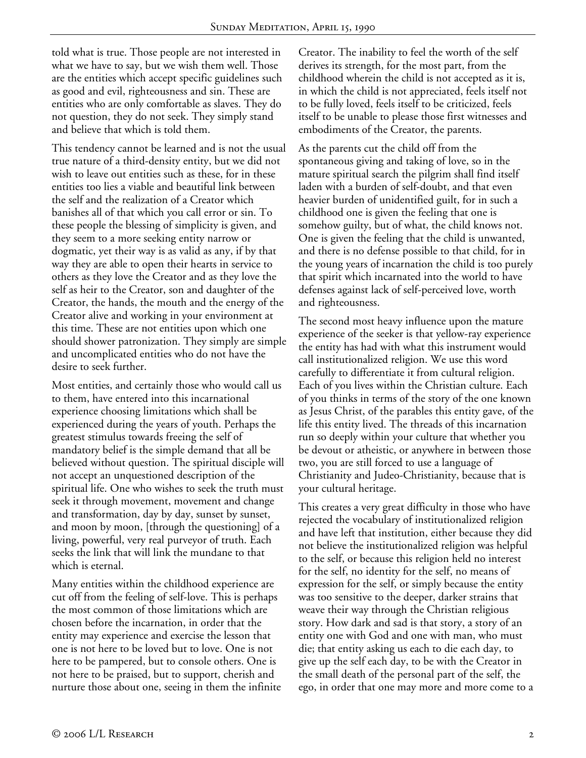told what is true. Those people are not interested in what we have to say, but we wish them well. Those are the entities which accept specific guidelines such as good and evil, righteousness and sin. These are entities who are only comfortable as slaves. They do not question, they do not seek. They simply stand and believe that which is told them.

This tendency cannot be learned and is not the usual true nature of a third-density entity, but we did not wish to leave out entities such as these, for in these entities too lies a viable and beautiful link between the self and the realization of a Creator which banishes all of that which you call error or sin. To these people the blessing of simplicity is given, and they seem to a more seeking entity narrow or dogmatic, yet their way is as valid as any, if by that way they are able to open their hearts in service to others as they love the Creator and as they love the self as heir to the Creator, son and daughter of the Creator, the hands, the mouth and the energy of the Creator alive and working in your environment at this time. These are not entities upon which one should shower patronization. They simply are simple and uncomplicated entities who do not have the desire to seek further.

Most entities, and certainly those who would call us to them, have entered into this incarnational experience choosing limitations which shall be experienced during the years of youth. Perhaps the greatest stimulus towards freeing the self of mandatory belief is the simple demand that all be believed without question. The spiritual disciple will not accept an unquestioned description of the spiritual life. One who wishes to seek the truth must seek it through movement, movement and change and transformation, day by day, sunset by sunset, and moon by moon, [through the questioning] of a living, powerful, very real purveyor of truth. Each seeks the link that will link the mundane to that which is eternal.

Many entities within the childhood experience are cut off from the feeling of self-love. This is perhaps the most common of those limitations which are chosen before the incarnation, in order that the entity may experience and exercise the lesson that one is not here to be loved but to love. One is not here to be pampered, but to console others. One is not here to be praised, but to support, cherish and nurture those about one, seeing in them the infinite Creator. The inability to feel the worth of the self derives its strength, for the most part, from the childhood wherein the child is not accepted as it is, in which the child is not appreciated, feels itself not to be fully loved, feels itself to be criticized, feels itself to be unable to please those first witnesses and embodiments of the Creator, the parents.

As the parents cut the child off from the spontaneous giving and taking of love, so in the mature spiritual search the pilgrim shall find itself laden with a burden of self-doubt, and that even heavier burden of unidentified guilt, for in such a childhood one is given the feeling that one is somehow guilty, but of what, the child knows not. One is given the feeling that the child is unwanted, and there is no defense possible to that child, for in the young years of incarnation the child is too purely that spirit which incarnated into the world to have defenses against lack of self-perceived love, worth and righteousness.

The second most heavy influence upon the mature experience of the seeker is that yellow-ray experience the entity has had with what this instrument would call institutionalized religion. We use this word carefully to differentiate it from cultural religion. Each of you lives within the Christian culture. Each of you thinks in terms of the story of the one known as Jesus Christ, of the parables this entity gave, of the life this entity lived. The threads of this incarnation run so deeply within your culture that whether you be devout or atheistic, or anywhere in between those two, you are still forced to use a language of Christianity and Judeo-Christianity, because that is your cultural heritage.

This creates a very great difficulty in those who have rejected the vocabulary of institutionalized religion and have left that institution, either because they did not believe the institutionalized religion was helpful to the self, or because this religion held no interest for the self, no identity for the self, no means of expression for the self, or simply because the entity was too sensitive to the deeper, darker strains that weave their way through the Christian religious story. How dark and sad is that story, a story of an entity one with God and one with man, who must die; that entity asking us each to die each day, to give up the self each day, to be with the Creator in the small death of the personal part of the self, the ego, in order that one may more and more come to a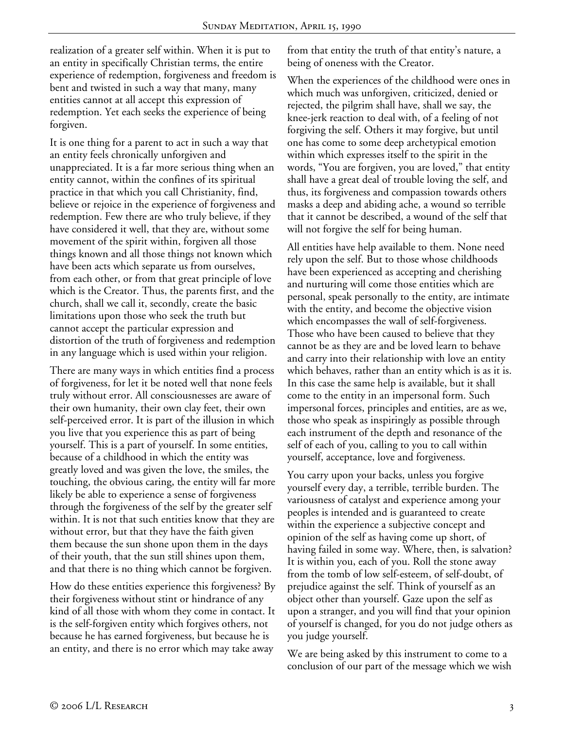realization of a greater self within. When it is put to an entity in specifically Christian terms, the entire experience of redemption, forgiveness and freedom is bent and twisted in such a way that many, many entities cannot at all accept this expression of redemption. Yet each seeks the experience of being forgiven.

It is one thing for a parent to act in such a way that an entity feels chronically unforgiven and unappreciated. It is a far more serious thing when an entity cannot, within the confines of its spiritual practice in that which you call Christianity, find, believe or rejoice in the experience of forgiveness and redemption. Few there are who truly believe, if they have considered it well, that they are, without some movement of the spirit within, forgiven all those things known and all those things not known which have been acts which separate us from ourselves, from each other, or from that great principle of love which is the Creator. Thus, the parents first, and the church, shall we call it, secondly, create the basic limitations upon those who seek the truth but cannot accept the particular expression and distortion of the truth of forgiveness and redemption in any language which is used within your religion.

There are many ways in which entities find a process of forgiveness, for let it be noted well that none feels truly without error. All consciousnesses are aware of their own humanity, their own clay feet, their own self-perceived error. It is part of the illusion in which you live that you experience this as part of being yourself. This is a part of yourself. In some entities, because of a childhood in which the entity was greatly loved and was given the love, the smiles, the touching, the obvious caring, the entity will far more likely be able to experience a sense of forgiveness through the forgiveness of the self by the greater self within. It is not that such entities know that they are without error, but that they have the faith given them because the sun shone upon them in the days of their youth, that the sun still shines upon them, and that there is no thing which cannot be forgiven.

How do these entities experience this forgiveness? By their forgiveness without stint or hindrance of any kind of all those with whom they come in contact. It is the self-forgiven entity which forgives others, not because he has earned forgiveness, but because he is an entity, and there is no error which may take away from that entity the truth of that entity's nature, a being of oneness with the Creator.

When the experiences of the childhood were ones in which much was unforgiven, criticized, denied or rejected, the pilgrim shall have, shall we say, the knee-jerk reaction to deal with, of a feeling of not forgiving the self. Others it may forgive, but until one has come to some deep archetypical emotion within which expresses itself to the spirit in the words, "You are forgiven, you are loved," that entity shall have a great deal of trouble loving the self, and thus, its forgiveness and compassion towards others masks a deep and abiding ache, a wound so terrible that it cannot be described, a wound of the self that will not forgive the self for being human.

All entities have help available to them. None need rely upon the self. But to those whose childhoods have been experienced as accepting and cherishing and nurturing will come those entities which are personal, speak personally to the entity, are intimate with the entity, and become the objective vision which encompasses the wall of self-forgiveness. Those who have been caused to believe that they cannot be as they are and be loved learn to behave and carry into their relationship with love an entity which behaves, rather than an entity which is as it is. In this case the same help is available, but it shall come to the entity in an impersonal form. Such impersonal forces, principles and entities, are as we, those who speak as inspiringly as possible through each instrument of the depth and resonance of the self of each of you, calling to you to call within yourself, acceptance, love and forgiveness.

You carry upon your backs, unless you forgive yourself every day, a terrible, terrible burden. The variousness of catalyst and experience among your peoples is intended and is guaranteed to create within the experience a subjective concept and opinion of the self as having come up short, of having failed in some way. Where, then, is salvation? It is within you, each of you. Roll the stone away from the tomb of low self-esteem, of self-doubt, of prejudice against the self. Think of yourself as an object other than yourself. Gaze upon the self as upon a stranger, and you will find that your opinion of yourself is changed, for you do not judge others as you judge yourself.

We are being asked by this instrument to come to a conclusion of our part of the message which we wish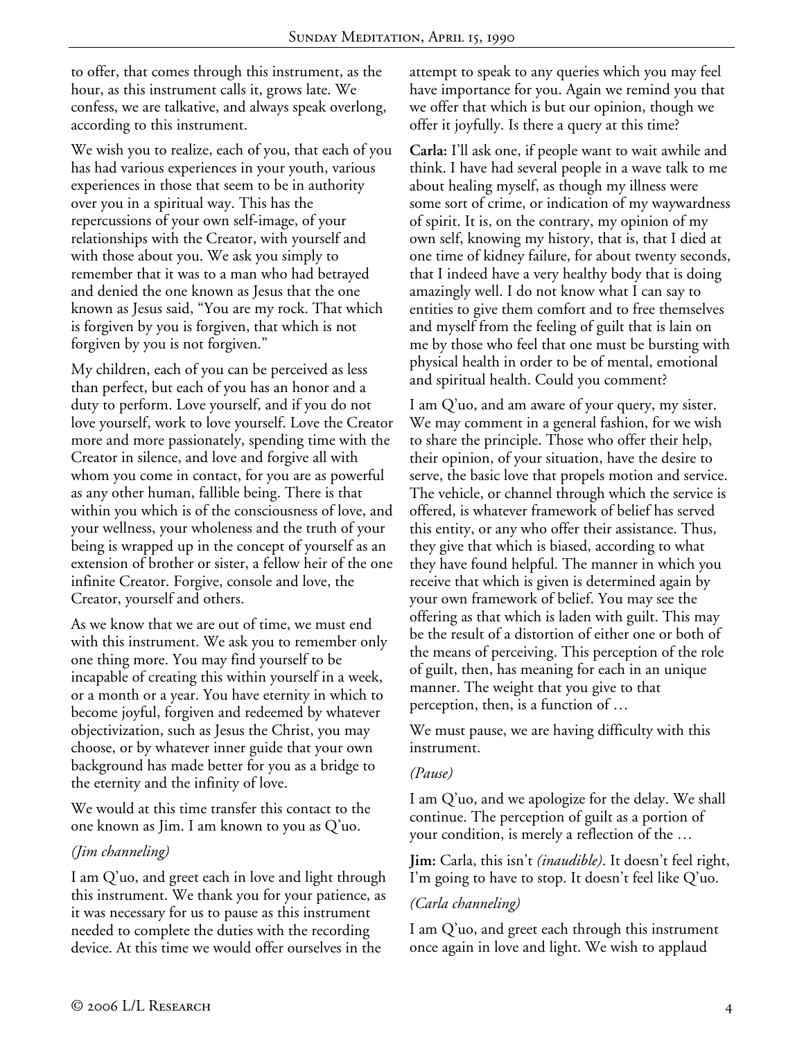to offer, that comes through this instrument, as the hour, as this instrument calls it, grows late. We confess, we are talkative, and always speak overlong, according to this instrument.

We wish you to realize, each of you, that each of you has had various experiences in your youth, various experiences in those that seem to be in authority over you in a spiritual way. This has the repercussions of your own self-image, of your relationships with the Creator, with yourself and with those about you. We ask you simply to remember that it was to a man who had betrayed and denied the one known as Jesus that the one known as Jesus said, "You are my rock. That which is forgiven by you is forgiven, that which is not forgiven by you is not forgiven."

My children, each of you can be perceived as less than perfect, but each of you has an honor and a duty to perform. Love yourself, and if you do not love yourself, work to love yourself. Love the Creator more and more passionately, spending time with the Creator in silence, and love and forgive all with whom you come in contact, for you are as powerful as any other human, fallible being. There is that within you which is of the consciousness of love, and your wellness, your wholeness and the truth of your being is wrapped up in the concept of yourself as an extension of brother or sister, a fellow heir of the one infinite Creator. Forgive, console and love, the Creator, yourself and others.

As we know that we are out of time, we must end with this instrument. We ask you to remember only one thing more. You may find yourself to be incapable of creating this within yourself in a week, or a month or a year. You have eternity in which to become joyful, forgiven and redeemed by whatever objectivization, such as Jesus the Christ, you may choose, or by whatever inner guide that your own background has made better for you as a bridge to the eternity and the infinity of love.

We would at this time transfer this contact to the one known as Jim. I am known to you as Q'uo.

*(Jim channeling)*

I am Q'uo, and greet each in love and light through this instrument. We thank you for your patience, as it was necessary for us to pause as this instrument needed to complete the duties with the recording device. At this time we would offer ourselves in the attempt to speak to any queries which you may feel have importance for you. Again we remind you that we offer that which is but our opinion, though we offer it joyfully. Is there a query at this time?

**Carla:** I'll ask one, if people want to wait awhile and think. I have had several people in a wave talk to me about healing myself, as though my illness were some sort of crime, or indication of my waywardness of spirit. It is, on the contrary, my opinion of my own self, knowing my history, that is, that I died at one time of kidney failure, for about twenty seconds, that I indeed have a very healthy body that is doing amazingly well. I do not know what I can say to entities to give them comfort and to free themselves and myself from the feeling of guilt that is lain on me by those who feel that one must be bursting with physical health in order to be of mental, emotional and spiritual health. Could you comment?

I am Q'uo, and am aware of your query, my sister. We may comment in a general fashion, for we wish to share the principle. Those who offer their help, their opinion, of your situation, have the desire to serve, the basic love that propels motion and service. The vehicle, or channel through which the service is offered, is whatever framework of belief has served this entity, or any who offer their assistance. Thus, they give that which is biased, according to what they have found helpful. The manner in which you receive that which is given is determined again by your own framework of belief. You may see the offering as that which is laden with guilt. This may be the result of a distortion of either one or both of the means of perceiving. This perception of the role of guilt, then, has meaning for each in an unique manner. The weight that you give to that perception, then, is a function of …

We must pause, we are having difficulty with this instrument.

*(Pause)*

I am Q'uo, and we apologize for the delay. We shall continue. The perception of guilt as a portion of your condition, is merely a reflection of the …

**Jim:** Carla, this isn't *(inaudible)*. It doesn't feel right, I'm going to have to stop. It doesn't feel like Q'uo.

*(Carla channeling)*

I am Q'uo, and greet each through this instrument once again in love and light. We wish to applaud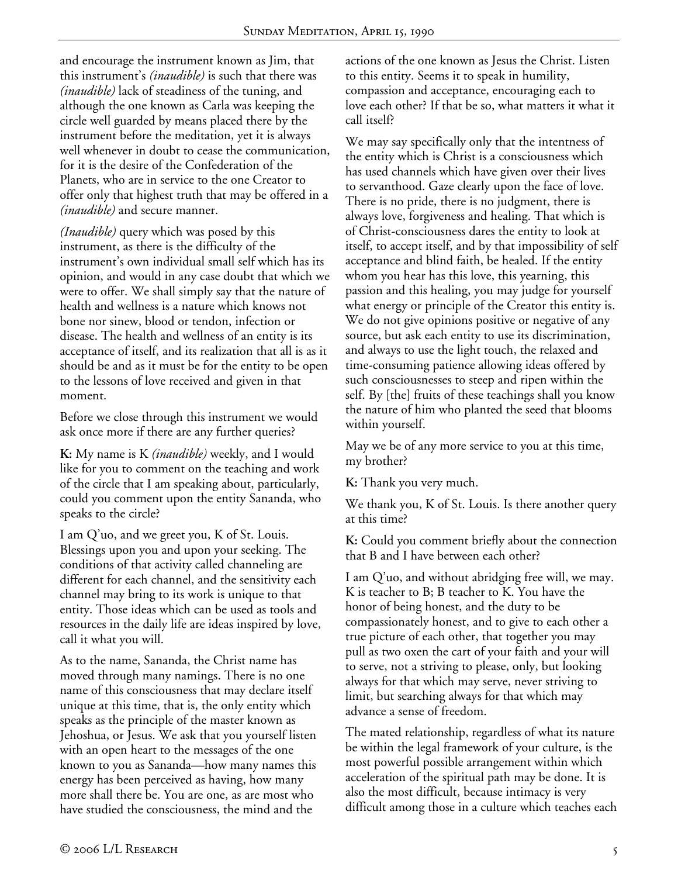and encourage the instrument known as Jim, that this instrument's *(inaudible)* is such that there was *(inaudible)* lack of steadiness of the tuning, and although the one known as Carla was keeping the circle well guarded by means placed there by the instrument before the meditation, yet it is always well whenever in doubt to cease the communication, for it is the desire of the Confederation of the Planets, who are in service to the one Creator to offer only that highest truth that may be offered in a *(inaudible)* and secure manner.

*(Inaudible)* query which was posed by this instrument, as there is the difficulty of the instrument's own individual small self which has its opinion, and would in any case doubt that which we were to offer. We shall simply say that the nature of health and wellness is a nature which knows not bone nor sinew, blood or tendon, infection or disease. The health and wellness of an entity is its acceptance of itself, and its realization that all is as it should be and as it must be for the entity to be open to the lessons of love received and given in that moment.

Before we close through this instrument we would ask once more if there are any further queries?

**K:** My name is K *(inaudible)* weekly, and I would like for you to comment on the teaching and work of the circle that I am speaking about, particularly, could you comment upon the entity Sananda, who speaks to the circle?

I am Q'uo, and we greet you, K of St. Louis. Blessings upon you and upon your seeking. The conditions of that activity called channeling are different for each channel, and the sensitivity each channel may bring to its work is unique to that entity. Those ideas which can be used as tools and resources in the daily life are ideas inspired by love, call it what you will.

As to the name, Sananda, the Christ name has moved through many namings. There is no one name of this consciousness that may declare itself unique at this time, that is, the only entity which speaks as the principle of the master known as Jehoshua, or Jesus. We ask that you yourself listen with an open heart to the messages of the one known to you as Sananda—how many names this energy has been perceived as having, how many more shall there be. You are one, as are most who have studied the consciousness, the mind and the actions of the one known as Jesus the Christ. Listen to this entity. Seems it to speak in humility, compassion and acceptance, encouraging each to love each other? If that be so, what matters it what it call itself?

We may say specifically only that the intentness of the entity which is Christ is a consciousness which has used channels which have given over their lives to servanthood. Gaze clearly upon the face of love. There is no pride, there is no judgment, there is always love, forgiveness and healing. That which is of Christ-consciousness dares the entity to look at itself, to accept itself, and by that impossibility of self acceptance and blind faith, be healed. If the entity whom you hear has this love, this yearning, this passion and this healing, you may judge for yourself what energy or principle of the Creator this entity is. We do not give opinions positive or negative of any source, but ask each entity to use its discrimination, and always to use the light touch, the relaxed and time-consuming patience allowing ideas offered by such consciousnesses to steep and ripen within the self. By [the] fruits of these teachings shall you know the nature of him who planted the seed that blooms within yourself.

May we be of any more service to you at this time, my brother?

**K:** Thank you very much.

We thank you, K of St. Louis. Is there another query at this time?

**K:** Could you comment briefly about the connection that B and I have between each other?

I am Q'uo, and without abridging free will, we may. K is teacher to B; B teacher to K. You have the honor of being honest, and the duty to be compassionately honest, and to give to each other a true picture of each other, that together you may pull as two oxen the cart of your faith and your will to serve, not a striving to please, only, but looking always for that which may serve, never striving to limit, but searching always for that which may advance a sense of freedom.

The mated relationship, regardless of what its nature be within the legal framework of your culture, is the most powerful possible arrangement within which acceleration of the spiritual path may be done. It is also the most difficult, because intimacy is very difficult among those in a culture which teaches each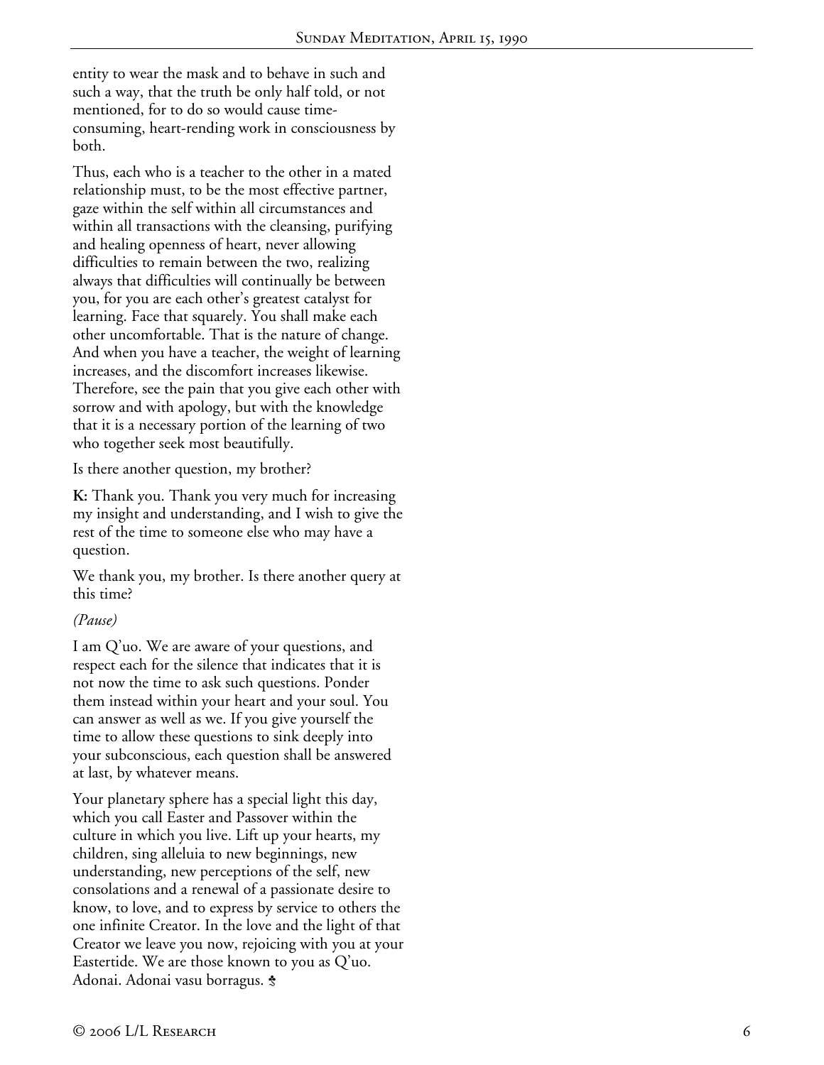entity to wear the mask and to behave in such and such a way, that the truth be only half told, or not mentioned, for to do so would cause time-consuming, heart-rending work in consciousness by both.

Thus, each who is a teacher to the other in a mated relationship must, to be the most effective partner, gaze within the self within all circumstances and within all transactions with the cleansing, purifying and healing openness of heart, never allowing difficulties to remain between the two, realizing always that difficulties will continually be between you, for you are each other's greatest catalyst for learning. Face that squarely. You shall make each other uncomfortable. That is the nature of change. And when you have a teacher, the weight of learning increases, and the discomfort increases likewise. Therefore, see the pain that you give each other with sorrow and with apology, but with the knowledge that it is a necessary portion of the learning of two who together seek most beautifully.

Is there another question, my brother?

**K:** Thank you. Thank you very much for increasing my insight and understanding, and I wish to give the rest of the time to someone else who may have a question.

We thank you, my brother. Is there another query at this time?

*(Pause)*

I am Q'uo. We are aware of your questions, and respect each for the silence that indicates that it is not now the time to ask such questions. Ponder them instead within your heart and your soul. You can answer as well as we. If you give yourself the time to allow these questions to sink deeply into your subconscious, each question shall be answered at last, by whatever means.

Your planetary sphere has a special light this day, which you call Easter and Passover within the culture in which you live. Lift up your hearts, my children, sing alleluia to new beginnings, new understanding, new perceptions of the self, new consolations and a renewal of a passionate desire to know, to love, and to express by service to others the one infinite Creator. In the love and the light of that Creator we leave you now, rejoicing with you at your Eastertide. We are those known to you as Q'uo. Adonai. Adonai vasu borragus.